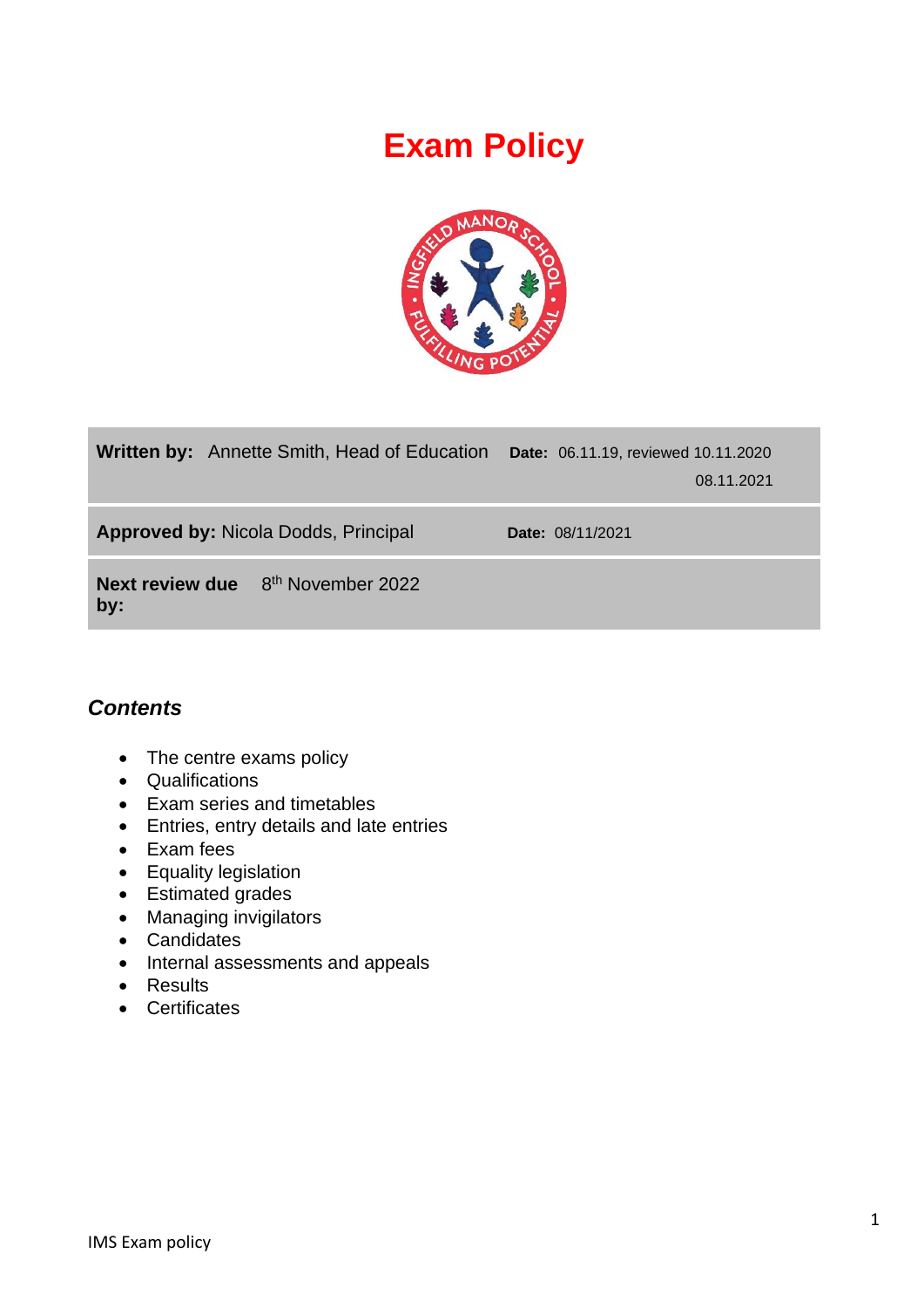# Exam Policy

| **Written by:** Annette Smith, Head of Education | **Date:** 06.11.19, reviewed 10.11.2020 08.11.2021 |
|---|---|
| **Approved by:** Nicola Dodds, Principal | **Date:** 08/11/2021 |
| **Next review due by:** 8th November 2022 | |

### *Contents*

- The centre exams policy
- Qualifications
- Exam series and timetables
- Entries, entry details and late entries
- Exam fees
- Equality legislation
- Estimated grades
- Managing invigilators
- Candidates
- Internal assessments and appeals
- Results
- Certificates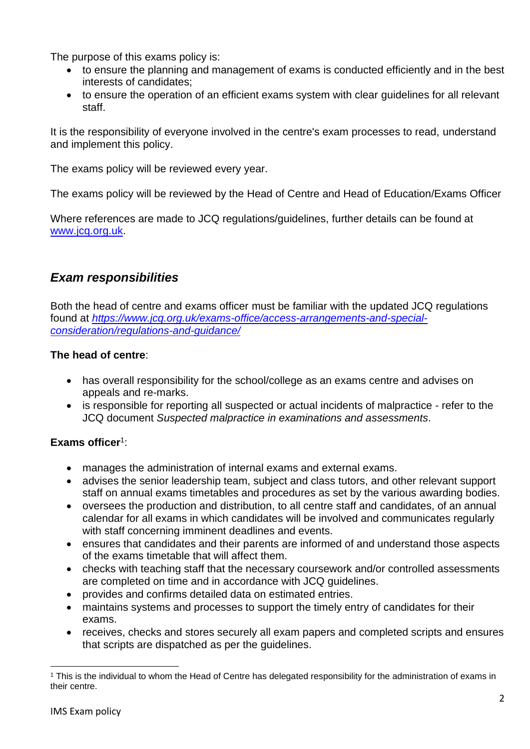The purpose of this exams policy is:

- to ensure the planning and management of exams is conducted efficiently and in the best interests of candidates;
- to ensure the operation of an efficient exams system with clear guidelines for all relevant staff.

It is the responsibility of everyone involved in the centre's exam processes to read, understand and implement this policy.

The exams policy will be reviewed every year.

The exams policy will be reviewed by the Head of Centre and Head of Education/Exams Officer

Where references are made to JCQ regulations/guidelines, further details can be found at [www.jcq.org.uk](http://www.jcq.org.uk).

## *Exam responsibilities*

Both the head of centre and exams officer must be familiar with the updated JCQ regulations found at [*https://www.jcq.org.uk/exams-office/access-arrangements-and-special-consideration/regulations-and-guidance/*](https://www.jcq.org.uk/exams-office/access-arrangements-and-special-consideration/regulations-and-guidance/)

**The head of centre**:

- has overall responsibility for the school/college as an exams centre and advises on appeals and re-marks.
- is responsible for reporting all suspected or actual incidents of malpractice - refer to the JCQ document *Suspected malpractice in examinations and assessments*.

**Exams officer**[1]:

- manages the administration of internal exams and external exams.
- advises the senior leadership team, subject and class tutors, and other relevant support staff on annual exams timetables and procedures as set by the various awarding bodies.
- oversees the production and distribution, to all centre staff and candidates, of an annual calendar for all exams in which candidates will be involved and communicates regularly with staff concerning imminent deadlines and events.
- ensures that candidates and their parents are informed of and understand those aspects of the exams timetable that will affect them.
- checks with teaching staff that the necessary coursework and/or controlled assessments are completed on time and in accordance with JCQ guidelines.
- provides and confirms detailed data on estimated entries.
- maintains systems and processes to support the timely entry of candidates for their exams.
- receives, checks and stores securely all exam papers and completed scripts and ensures that scripts are dispatched as per the guidelines.

[1] This is the individual to whom the Head of Centre has delegated responsibility for the administration of exams in their centre.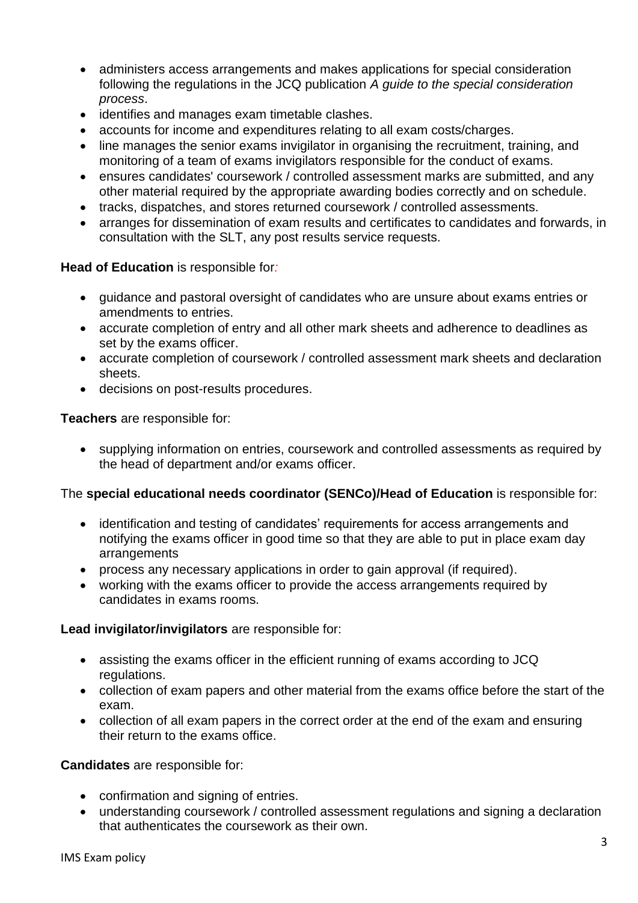- administers access arrangements and makes applications for special consideration following the regulations in the JCQ publication *A guide to the special consideration process*.
- identifies and manages exam timetable clashes.
- accounts for income and expenditures relating to all exam costs/charges.
- line manages the senior exams invigilator in organising the recruitment, training, and monitoring of a team of exams invigilators responsible for the conduct of exams.
- ensures candidates' coursework / controlled assessment marks are submitted, and any other material required by the appropriate awarding bodies correctly and on schedule.
- tracks, dispatches, and stores returned coursework / controlled assessments.
- arranges for dissemination of exam results and certificates to candidates and forwards, in consultation with the SLT, any post results service requests.

**Head of Education** is responsible for*:*

- guidance and pastoral oversight of candidates who are unsure about exams entries or amendments to entries.
- accurate completion of entry and all other mark sheets and adherence to deadlines as set by the exams officer.
- accurate completion of coursework / controlled assessment mark sheets and declaration sheets.
- decisions on post-results procedures.

**Teachers** are responsible for:

- supplying information on entries, coursework and controlled assessments as required by the head of department and/or exams officer.

The **special educational needs coordinator (SENCo)/Head of Education** is responsible for:

- identification and testing of candidates' requirements for access arrangements and notifying the exams officer in good time so that they are able to put in place exam day arrangements
- process any necessary applications in order to gain approval (if required).
- working with the exams officer to provide the access arrangements required by candidates in exams rooms.

**Lead invigilator/invigilators** are responsible for:

- assisting the exams officer in the efficient running of exams according to JCQ regulations.
- collection of exam papers and other material from the exams office before the start of the exam.
- collection of all exam papers in the correct order at the end of the exam and ensuring their return to the exams office.

**Candidates** are responsible for:

- confirmation and signing of entries.
- understanding coursework / controlled assessment regulations and signing a declaration that authenticates the coursework as their own.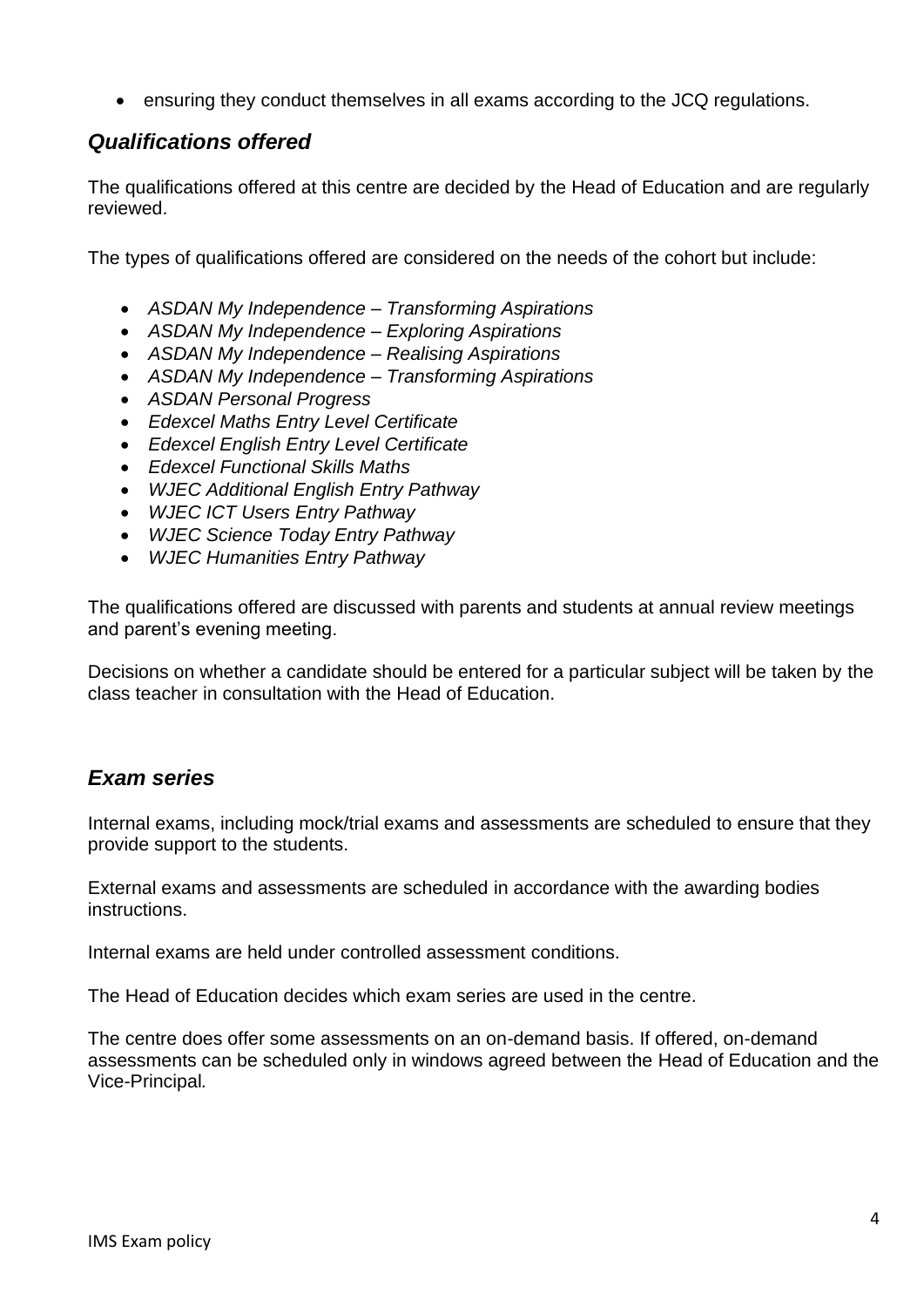- ensuring they conduct themselves in all exams according to the JCQ regulations.

## *Qualifications offered*

The qualifications offered at this centre are decided by the Head of Education and are regularly reviewed.

The types of qualifications offered are considered on the needs of the cohort but include:

- *ASDAN My Independence – Transforming Aspirations*
- *ASDAN My Independence – Exploring Aspirations*
- *ASDAN My Independence – Realising Aspirations*
- *ASDAN My Independence – Transforming Aspirations*
- *ASDAN Personal Progress*
- *Edexcel Maths Entry Level Certificate*
- *Edexcel English Entry Level Certificate*
- *Edexcel Functional Skills Maths*
- *WJEC Additional English Entry Pathway*
- *WJEC ICT Users Entry Pathway*
- *WJEC Science Today Entry Pathway*
- *WJEC Humanities Entry Pathway*

The qualifications offered are discussed with parents and students at annual review meetings and parent's evening meeting.

Decisions on whether a candidate should be entered for a particular subject will be taken by the class teacher in consultation with the Head of Education.

## *Exam series*

Internal exams, including mock/trial exams and assessments are scheduled to ensure that they provide support to the students.

External exams and assessments are scheduled in accordance with the awarding bodies instructions.

Internal exams are held under controlled assessment conditions.

The Head of Education decides which exam series are used in the centre.

The centre does offer some assessments on an on-demand basis. If offered, on-demand assessments can be scheduled only in windows agreed between the Head of Education and the Vice-Principal*.*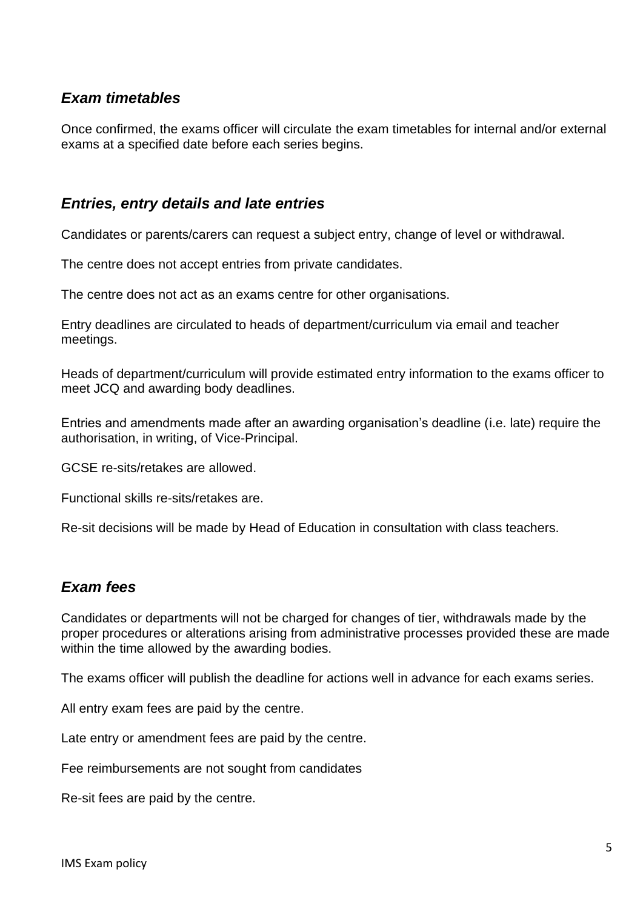## *Exam timetables*

Once confirmed, the exams officer will circulate the exam timetables for internal and/or external exams at a specified date before each series begins.

## *Entries, entry details and late entries*

Candidates or parents/carers can request a subject entry, change of level or withdrawal.

The centre does not accept entries from private candidates.

The centre does not act as an exams centre for other organisations.

Entry deadlines are circulated to heads of department/curriculum via email and teacher meetings.

Heads of department/curriculum will provide estimated entry information to the exams officer to meet JCQ and awarding body deadlines.

Entries and amendments made after an awarding organisation's deadline (i.e. late) require the authorisation, in writing, of Vice-Principal.

GCSE re-sits/retakes are allowed.

Functional skills re-sits/retakes are.

Re-sit decisions will be made by Head of Education in consultation with class teachers.

## *Exam fees*

Candidates or departments will not be charged for changes of tier, withdrawals made by the proper procedures or alterations arising from administrative processes provided these are made within the time allowed by the awarding bodies.

The exams officer will publish the deadline for actions well in advance for each exams series.

All entry exam fees are paid by the centre.

Late entry or amendment fees are paid by the centre.

Fee reimbursements are not sought from candidates

Re-sit fees are paid by the centre.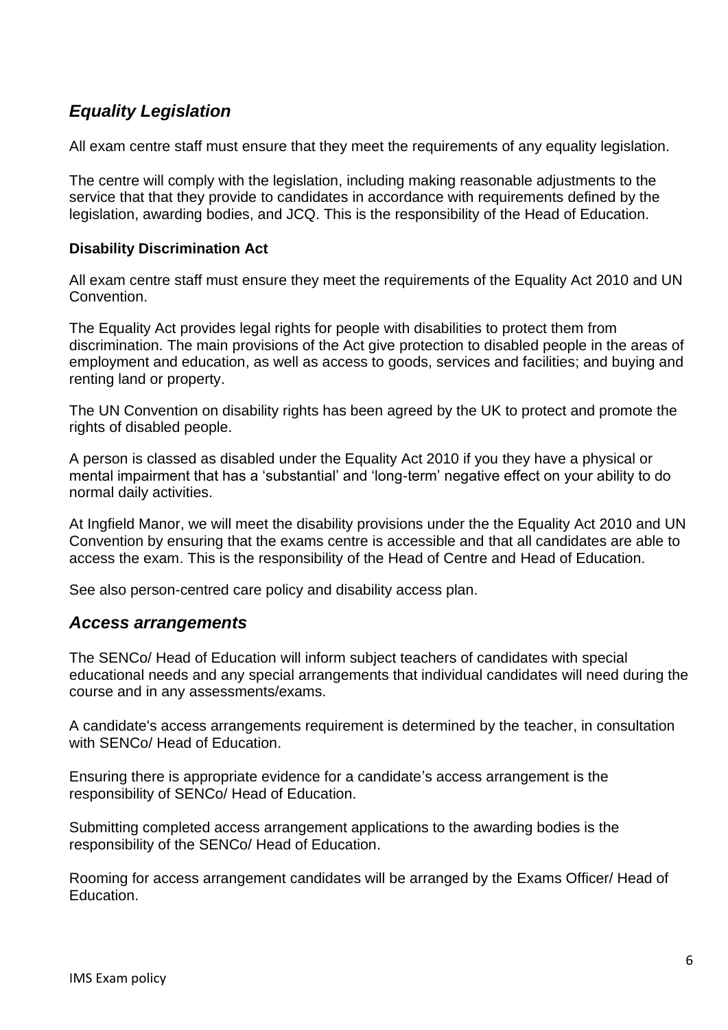## *Equality Legislation*

All exam centre staff must ensure that they meet the requirements of any equality legislation.

The centre will comply with the legislation, including making reasonable adjustments to the service that that they provide to candidates in accordance with requirements defined by the legislation, awarding bodies, and JCQ. This is the responsibility of the Head of Education.

**Disability Discrimination Act**

All exam centre staff must ensure they meet the requirements of the Equality Act 2010 and UN Convention.

The Equality Act provides legal rights for people with disabilities to protect them from discrimination. The main provisions of the Act give protection to disabled people in the areas of employment and education, as well as access to goods, services and facilities; and buying and renting land or property.

The UN Convention on disability rights has been agreed by the UK to protect and promote the rights of disabled people.

A person is classed as disabled under the Equality Act 2010 if you they have a physical or mental impairment that has a 'substantial' and 'long-term' negative effect on your ability to do normal daily activities.

At Ingfield Manor, we will meet the disability provisions under the the Equality Act 2010 and UN Convention by ensuring that the exams centre is accessible and that all candidates are able to access the exam. This is the responsibility of the Head of Centre and Head of Education.

See also person-centred care policy and disability access plan.

## *Access arrangements*

The SENCo/ Head of Education will inform subject teachers of candidates with special educational needs and any special arrangements that individual candidates will need during the course and in any assessments/exams.

A candidate's access arrangements requirement is determined by the teacher, in consultation with SENCo/ Head of Education.

Ensuring there is appropriate evidence for a candidate's access arrangement is the responsibility of SENCo/ Head of Education.

Submitting completed access arrangement applications to the awarding bodies is the responsibility of the SENCo/ Head of Education.

Rooming for access arrangement candidates will be arranged by the Exams Officer/ Head of Education.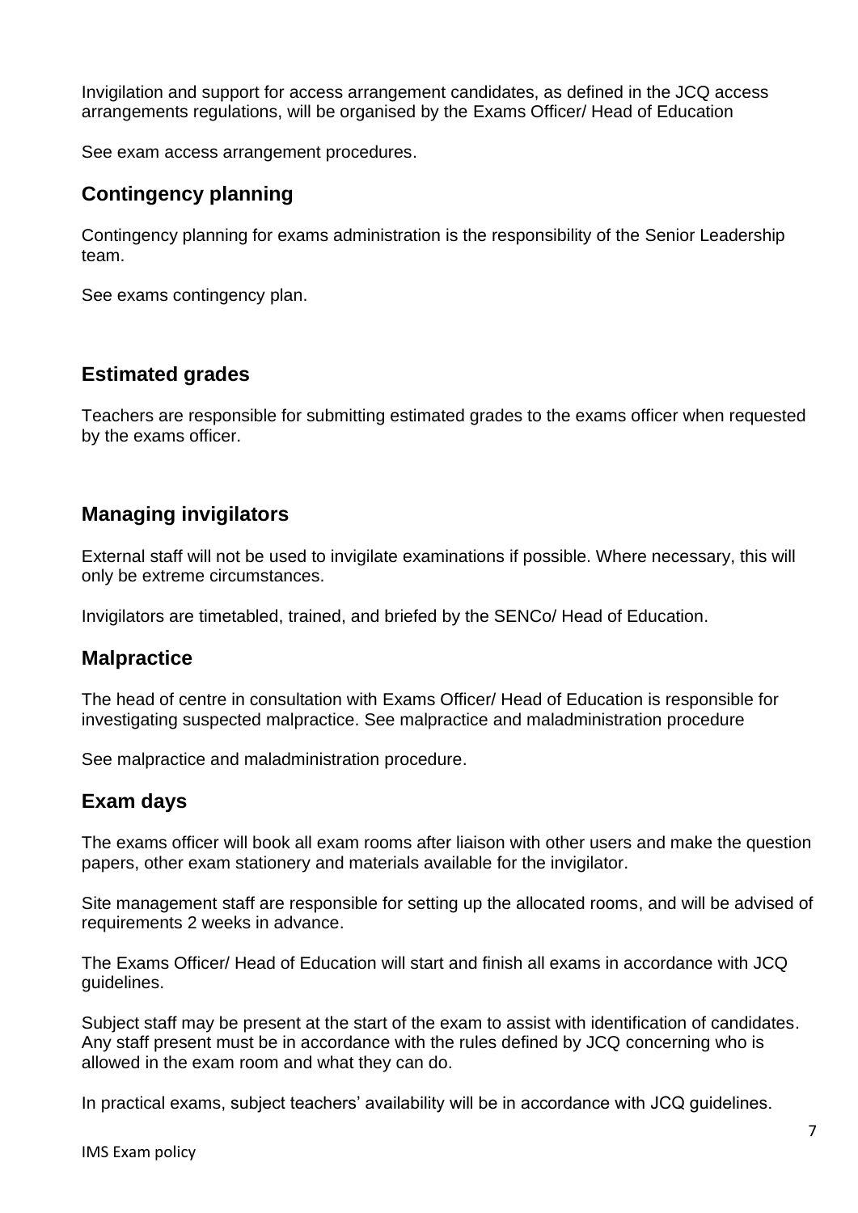Invigilation and support for access arrangement candidates, as defined in the JCQ access arrangements regulations, will be organised by the Exams Officer/ Head of Education

See exam access arrangement procedures.

## Contingency planning

Contingency planning for exams administration is the responsibility of the Senior Leadership team.

See exams contingency plan.

## Estimated grades

Teachers are responsible for submitting estimated grades to the exams officer when requested by the exams officer.

## Managing invigilators

External staff will not be used to invigilate examinations if possible. Where necessary, this will only be extreme circumstances.

Invigilators are timetabled, trained, and briefed by the SENCo/ Head of Education.

## Malpractice

The head of centre in consultation with Exams Officer/ Head of Education is responsible for investigating suspected malpractice. See malpractice and maladministration procedure

See malpractice and maladministration procedure.

## Exam days

The exams officer will book all exam rooms after liaison with other users and make the question papers, other exam stationery and materials available for the invigilator.

Site management staff are responsible for setting up the allocated rooms, and will be advised of requirements 2 weeks in advance.

The Exams Officer/ Head of Education will start and finish all exams in accordance with JCQ guidelines.

Subject staff may be present at the start of the exam to assist with identification of candidates. Any staff present must be in accordance with the rules defined by JCQ concerning who is allowed in the exam room and what they can do.

In practical exams, subject teachers' availability will be in accordance with JCQ guidelines.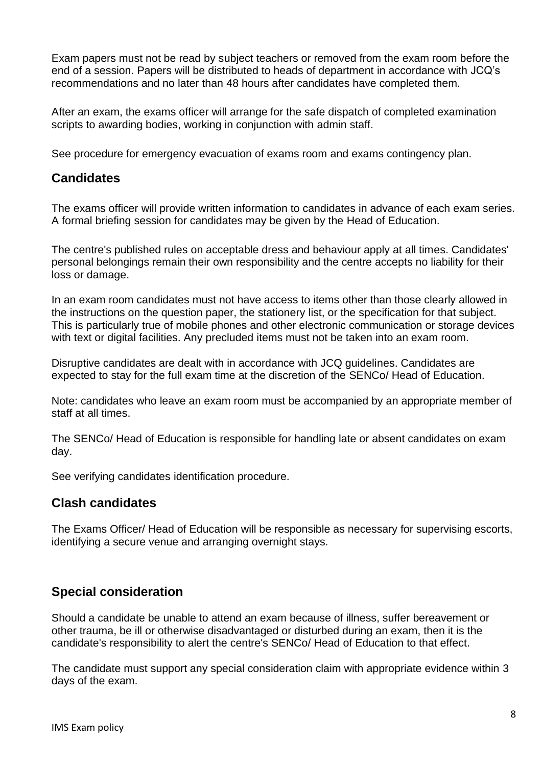Exam papers must not be read by subject teachers or removed from the exam room before the end of a session. Papers will be distributed to heads of department in accordance with JCQ's recommendations and no later than 48 hours after candidates have completed them.

After an exam, the exams officer will arrange for the safe dispatch of completed examination scripts to awarding bodies, working in conjunction with admin staff.

See procedure for emergency evacuation of exams room and exams contingency plan.

## Candidates

The exams officer will provide written information to candidates in advance of each exam series. A formal briefing session for candidates may be given by the Head of Education.

The centre's published rules on acceptable dress and behaviour apply at all times. Candidates' personal belongings remain their own responsibility and the centre accepts no liability for their loss or damage.

In an exam room candidates must not have access to items other than those clearly allowed in the instructions on the question paper, the stationery list, or the specification for that subject. This is particularly true of mobile phones and other electronic communication or storage devices with text or digital facilities. Any precluded items must not be taken into an exam room.

Disruptive candidates are dealt with in accordance with JCQ guidelines. Candidates are expected to stay for the full exam time at the discretion of the SENCo/ Head of Education.

Note: candidates who leave an exam room must be accompanied by an appropriate member of staff at all times.

The SENCo/ Head of Education is responsible for handling late or absent candidates on exam day.

See verifying candidates identification procedure.

## Clash candidates

The Exams Officer/ Head of Education will be responsible as necessary for supervising escorts, identifying a secure venue and arranging overnight stays.

## Special consideration

Should a candidate be unable to attend an exam because of illness, suffer bereavement or other trauma, be ill or otherwise disadvantaged or disturbed during an exam, then it is the candidate's responsibility to alert the centre's SENCo/ Head of Education to that effect.

The candidate must support any special consideration claim with appropriate evidence within 3 days of the exam.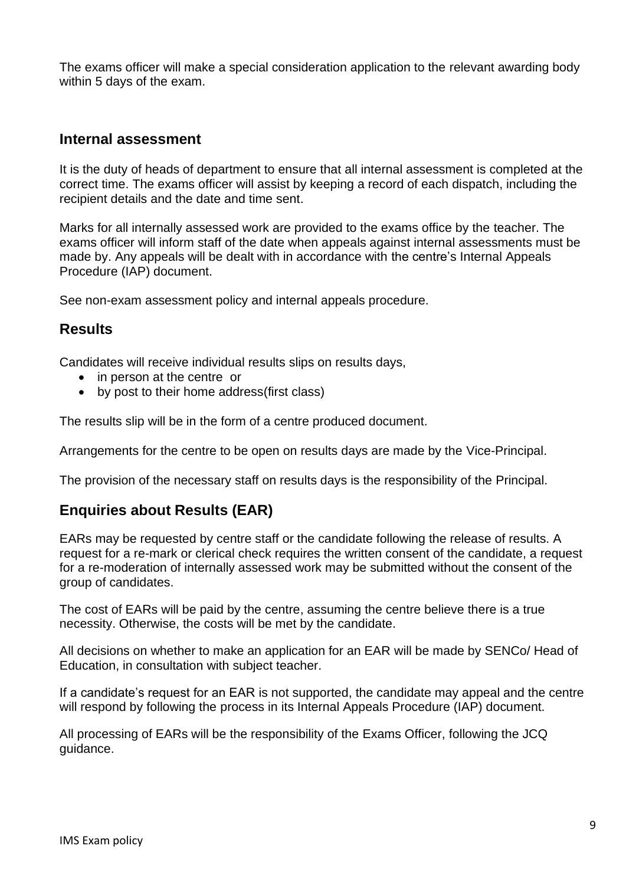The exams officer will make a special consideration application to the relevant awarding body within 5 days of the exam.

## Internal assessment

It is the duty of heads of department to ensure that all internal assessment is completed at the correct time. The exams officer will assist by keeping a record of each dispatch, including the recipient details and the date and time sent.

Marks for all internally assessed work are provided to the exams office by the teacher. The exams officer will inform staff of the date when appeals against internal assessments must be made by. Any appeals will be dealt with in accordance with the centre's Internal Appeals Procedure (IAP) document.

See non-exam assessment policy and internal appeals procedure.

## Results

Candidates will receive individual results slips on results days,

- in person at the centre or
- by post to their home address(first class)

The results slip will be in the form of a centre produced document.

Arrangements for the centre to be open on results days are made by the Vice-Principal.

The provision of the necessary staff on results days is the responsibility of the Principal.

## Enquiries about Results (EAR)

EARs may be requested by centre staff or the candidate following the release of results. A request for a re-mark or clerical check requires the written consent of the candidate, a request for a re-moderation of internally assessed work may be submitted without the consent of the group of candidates.

The cost of EARs will be paid by the centre, assuming the centre believe there is a true necessity. Otherwise, the costs will be met by the candidate.

All decisions on whether to make an application for an EAR will be made by SENCo/ Head of Education, in consultation with subject teacher.

If a candidate's request for an EAR is not supported, the candidate may appeal and the centre will respond by following the process in its Internal Appeals Procedure (IAP) document.

All processing of EARs will be the responsibility of the Exams Officer, following the JCQ guidance.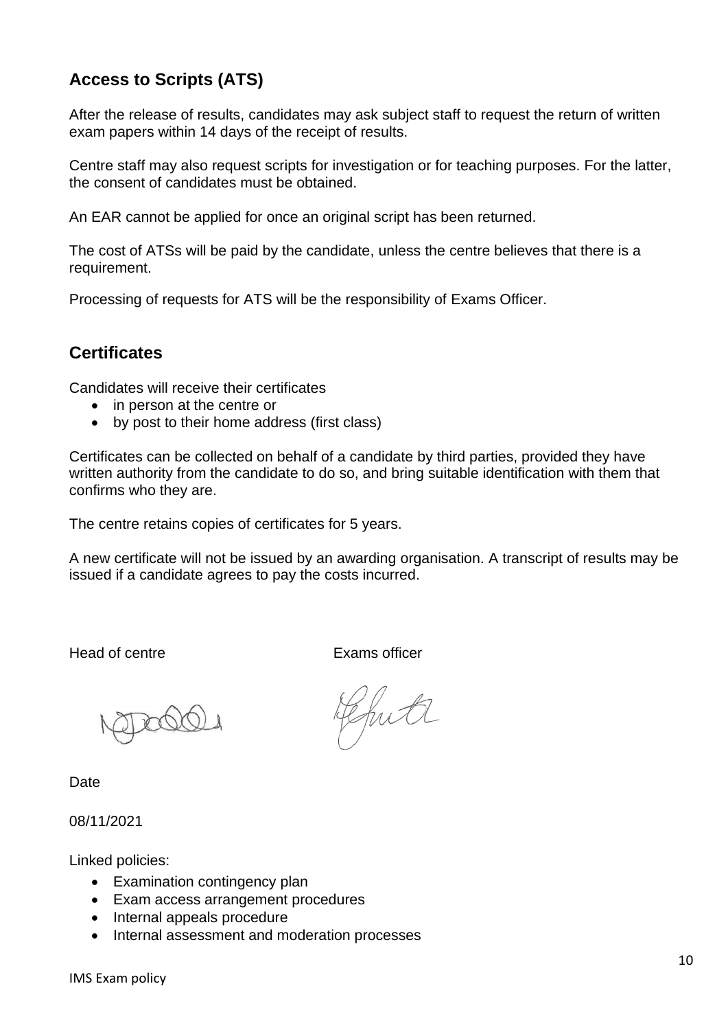## Access to Scripts (ATS)

After the release of results, candidates may ask subject staff to request the return of written exam papers within 14 days of the receipt of results.

Centre staff may also request scripts for investigation or for teaching purposes. For the latter, the consent of candidates must be obtained.

An EAR cannot be applied for once an original script has been returned.

The cost of ATSs will be paid by the candidate, unless the centre believes that there is a requirement.

Processing of requests for ATS will be the responsibility of Exams Officer.

## Certificates

Candidates will receive their certificates

- in person at the centre or
- by post to their home address (first class)

Certificates can be collected on behalf of a candidate by third parties, provided they have written authority from the candidate to do so, and bring suitable identification with them that confirms who they are.

The centre retains copies of certificates for 5 years.

A new certificate will not be issued by an awarding organisation. A transcript of results may be issued if a candidate agrees to pay the costs incurred.

Head of centre | Exams officer

Date

08/11/2021

Linked policies:

- Examination contingency plan
- Exam access arrangement procedures
- Internal appeals procedure
- Internal assessment and moderation processes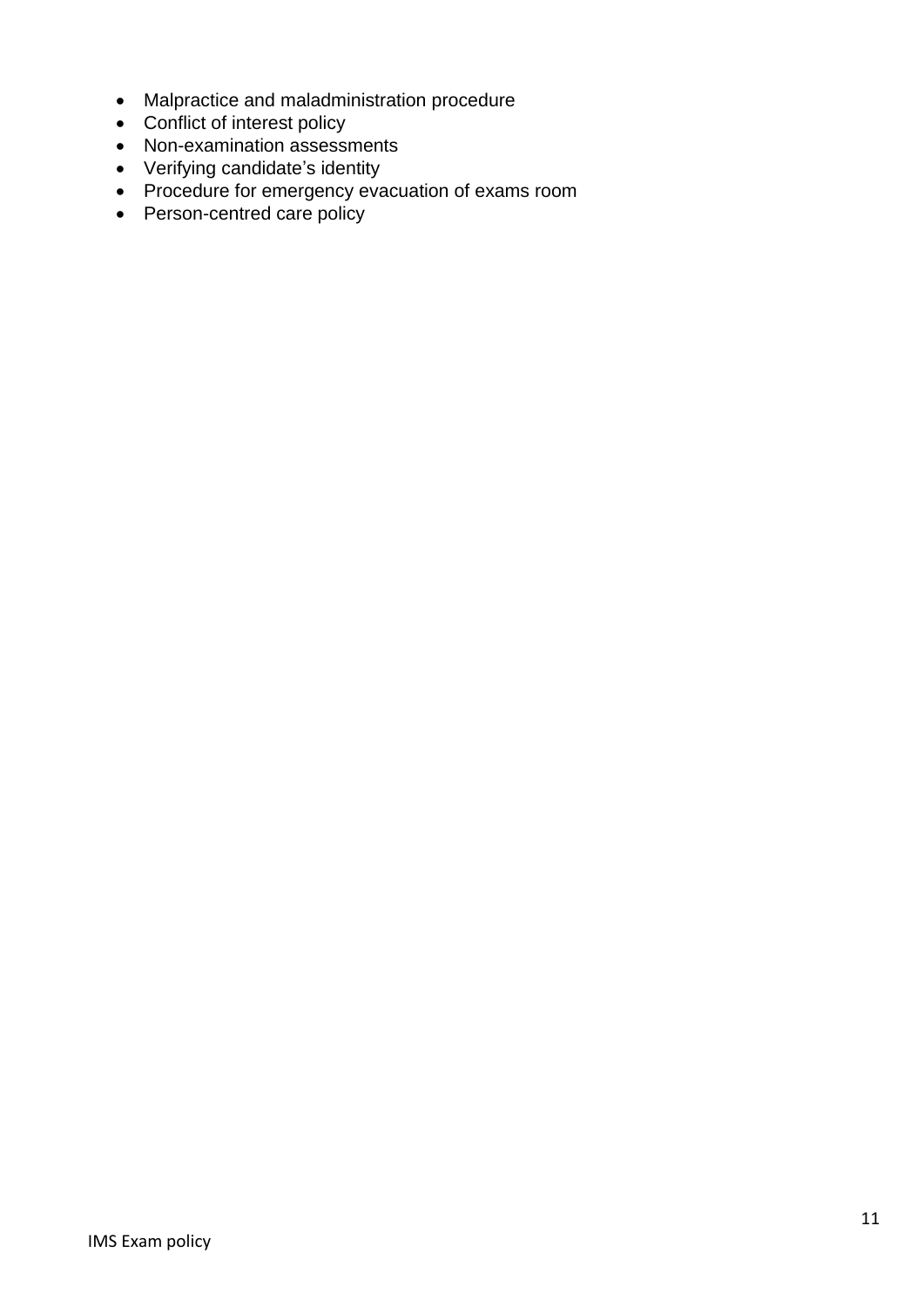- Malpractice and maladministration procedure
- Conflict of interest policy
- Non-examination assessments
- Verifying candidate's identity
- Procedure for emergency evacuation of exams room
- Person-centred care policy